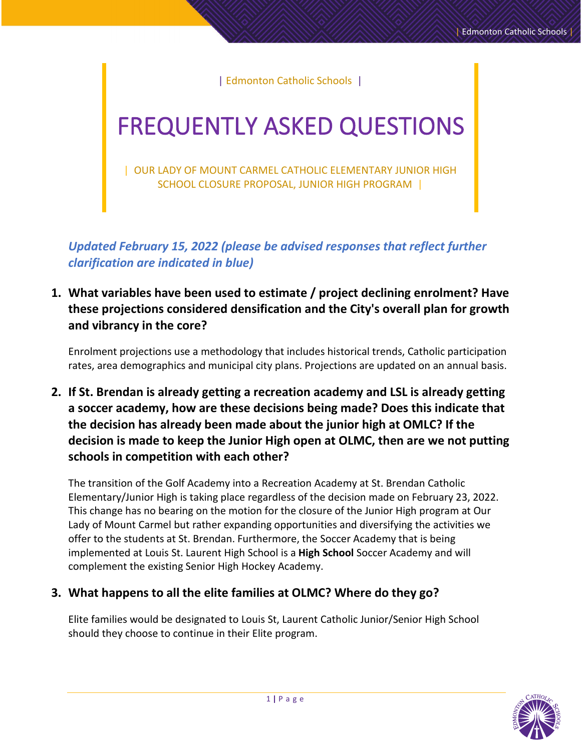| Edmonton Catholic Schools |

# FREQUENTLY ASKED QUESTIONS

| OUR LADY OF MOUNT CARMEL CATHOLIC ELEMENTARY JUNIOR HIGH SCHOOL CLOSURE PROPOSAL, JUNIOR HIGH PROGRAM |

***Updated February 15, 2022 (please be advised responses that reflect further clarification are indicated in blue)***

1. **What variables have been used to estimate / project declining enrolment? Have these projections considered densification and the City's overall plan for growth and vibrancy in the core?**

   Enrolment projections use a methodology that includes historical trends, Catholic participation rates, area demographics and municipal city plans. Projections are updated on an annual basis.

2. **If St. Brendan is already getting a recreation academy and LSL is already getting a soccer academy, how are these decisions being made? Does this indicate that the decision has already been made about the junior high at OMLC? If the decision is made to keep the Junior High open at OLMC, then are we not putting schools in competition with each other?**

   The transition of the Golf Academy into a Recreation Academy at St. Brendan Catholic Elementary/Junior High is taking place regardless of the decision made on February 23, 2022. This change has no bearing on the motion for the closure of the Junior High program at Our Lady of Mount Carmel but rather expanding opportunities and diversifying the activities we offer to the students at St. Brendan. Furthermore, the Soccer Academy that is being implemented at Louis St. Laurent High School is a **High School** Soccer Academy and will complement the existing Senior High Hockey Academy.

3. **What happens to all the elite families at OLMC? Where do they go?**

   Elite families would be designated to Louis St, Laurent Catholic Junior/Senior High School should they choose to continue in their Elite program.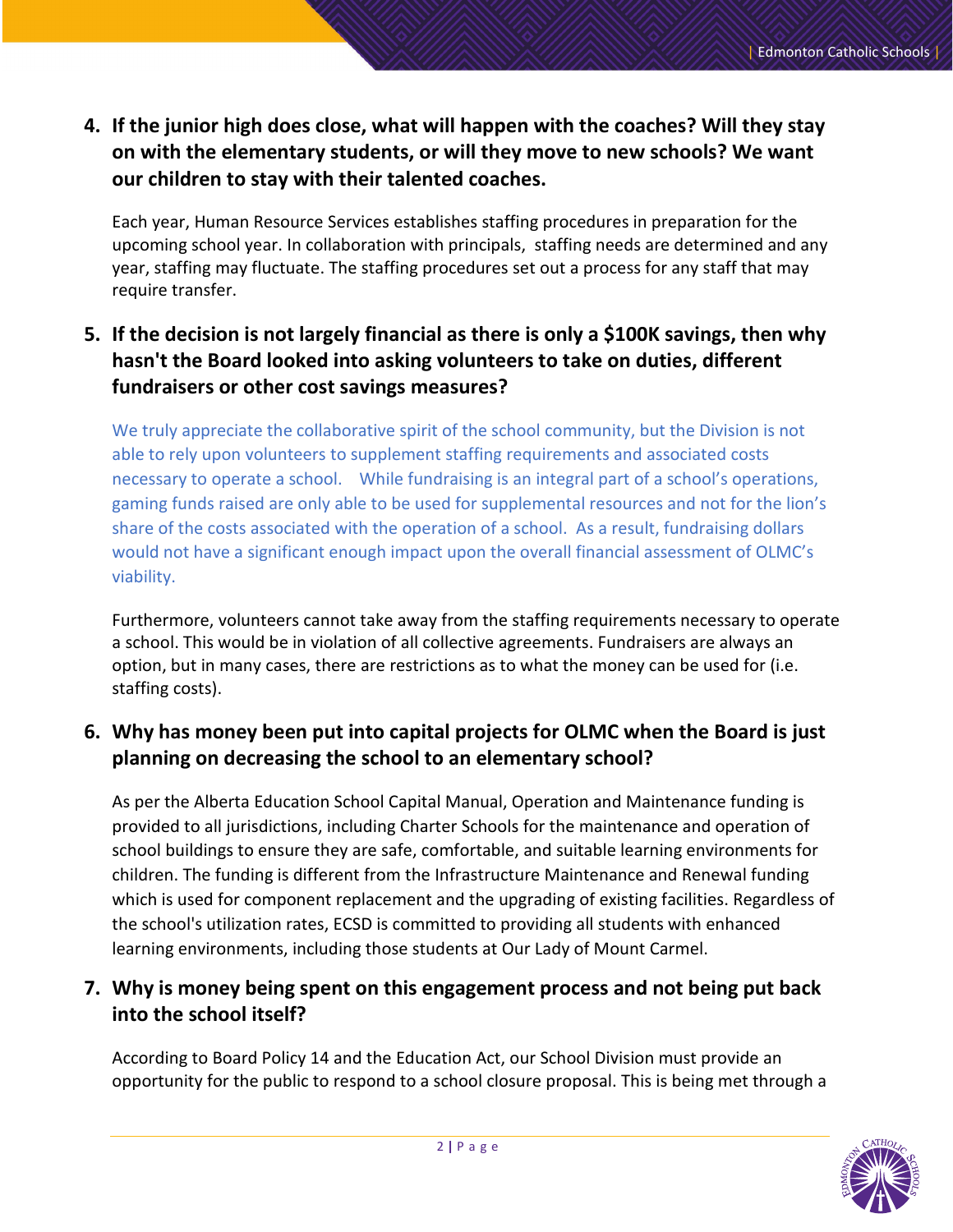4. **If the junior high does close, what will happen with the coaches? Will they stay on with the elementary students, or will they move to new schools? We want our children to stay with their talented coaches.**

   Each year, Human Resource Services establishes staffing procedures in preparation for the upcoming school year. In collaboration with principals, staffing needs are determined and any year, staffing may fluctuate. The staffing procedures set out a process for any staff that may require transfer.

5. **If the decision is not largely financial as there is only a $100K savings, then why hasn't the Board looked into asking volunteers to take on duties, different fundraisers or other cost savings measures?**

   We truly appreciate the collaborative spirit of the school community, but the Division is not able to rely upon volunteers to supplement staffing requirements and associated costs necessary to operate a school. While fundraising is an integral part of a school's operations, gaming funds raised are only able to be used for supplemental resources and not for the lion's share of the costs associated with the operation of a school. As a result, fundraising dollars would not have a significant enough impact upon the overall financial assessment of OLMC's viability.

   Furthermore, volunteers cannot take away from the staffing requirements necessary to operate a school. This would be in violation of all collective agreements. Fundraisers are always an option, but in many cases, there are restrictions as to what the money can be used for (i.e. staffing costs).

6. **Why has money been put into capital projects for OLMC when the Board is just planning on decreasing the school to an elementary school?**

   As per the Alberta Education School Capital Manual, Operation and Maintenance funding is provided to all jurisdictions, including Charter Schools for the maintenance and operation of school buildings to ensure they are safe, comfortable, and suitable learning environments for children. The funding is different from the Infrastructure Maintenance and Renewal funding which is used for component replacement and the upgrading of existing facilities. Regardless of the school's utilization rates, ECSD is committed to providing all students with enhanced learning environments, including those students at Our Lady of Mount Carmel.

7. **Why is money being spent on this engagement process and not being put back into the school itself?**

   According to Board Policy 14 and the Education Act, our School Division must provide an opportunity for the public to respond to a school closure proposal. This is being met through a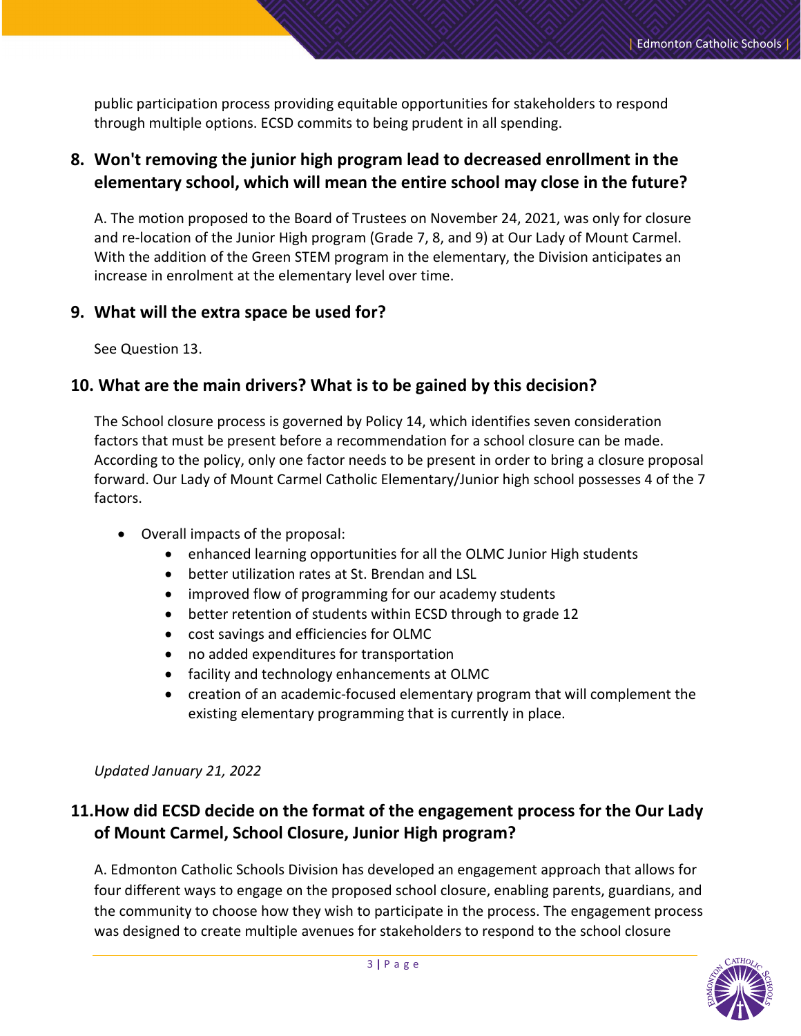public participation process providing equitable opportunities for stakeholders to respond through multiple options. ECSD commits to being prudent in all spending.

## 8. Won't removing the junior high program lead to decreased enrollment in the elementary school, which will mean the entire school may close in the future?

A. The motion proposed to the Board of Trustees on November 24, 2021, was only for closure and re-location of the Junior High program (Grade 7, 8, and 9) at Our Lady of Mount Carmel. With the addition of the Green STEM program in the elementary, the Division anticipates an increase in enrolment at the elementary level over time.

## 9. What will the extra space be used for?

See Question 13.

## 10. What are the main drivers? What is to be gained by this decision?

The School closure process is governed by Policy 14, which identifies seven consideration factors that must be present before a recommendation for a school closure can be made. According to the policy, only one factor needs to be present in order to bring a closure proposal forward. Our Lady of Mount Carmel Catholic Elementary/Junior high school possesses 4 of the 7 factors.

- Overall impacts of the proposal:
  - enhanced learning opportunities for all the OLMC Junior High students
  - better utilization rates at St. Brendan and LSL
  - improved flow of programming for our academy students
  - better retention of students within ECSD through to grade 12
  - cost savings and efficiencies for OLMC
  - no added expenditures for transportation
  - facility and technology enhancements at OLMC
  - creation of an academic-focused elementary program that will complement the existing elementary programming that is currently in place.

*Updated January 21, 2022*

## 11. How did ECSD decide on the format of the engagement process for the Our Lady of Mount Carmel, School Closure, Junior High program?

A. Edmonton Catholic Schools Division has developed an engagement approach that allows for four different ways to engage on the proposed school closure, enabling parents, guardians, and the community to choose how they wish to participate in the process. The engagement process was designed to create multiple avenues for stakeholders to respond to the school closure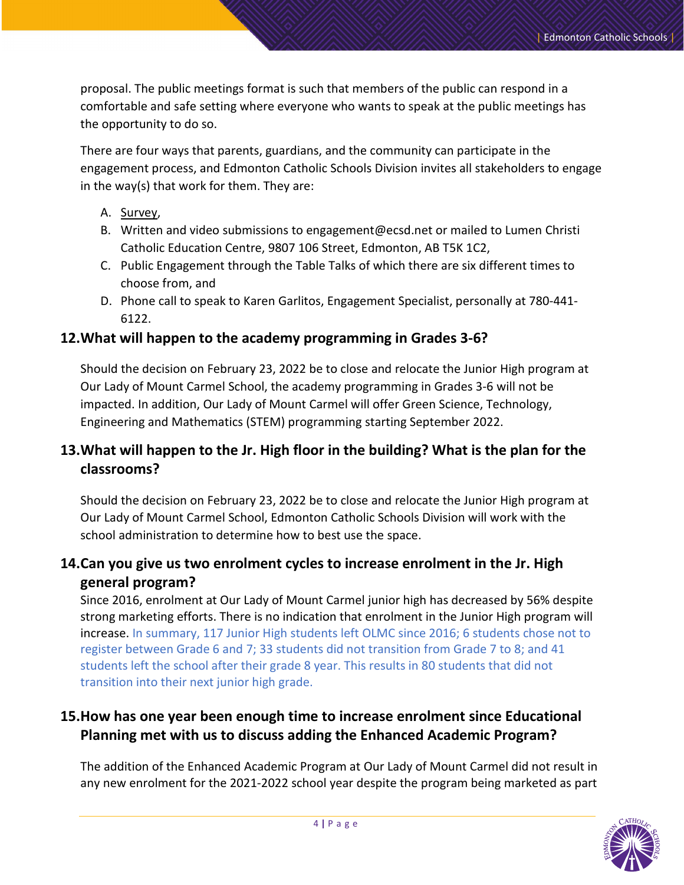proposal. The public meetings format is such that members of the public can respond in a comfortable and safe setting where everyone who wants to speak at the public meetings has the opportunity to do so.

There are four ways that parents, guardians, and the community can participate in the engagement process, and Edmonton Catholic Schools Division invites all stakeholders to engage in the way(s) that work for them. They are:

A. Survey,
B. Written and video submissions to engagement@ecsd.net or mailed to Lumen Christi Catholic Education Centre, 9807 106 Street, Edmonton, AB T5K 1C2,
C. Public Engagement through the Table Talks of which there are six different times to choose from, and
D. Phone call to speak to Karen Garlitos, Engagement Specialist, personally at 780-441-6122.

## 12. What will happen to the academy programming in Grades 3-6?

Should the decision on February 23, 2022 be to close and relocate the Junior High program at Our Lady of Mount Carmel School, the academy programming in Grades 3-6 will not be impacted. In addition, Our Lady of Mount Carmel will offer Green Science, Technology, Engineering and Mathematics (STEM) programming starting September 2022.

## 13. What will happen to the Jr. High floor in the building? What is the plan for the classrooms?

Should the decision on February 23, 2022 be to close and relocate the Junior High program at Our Lady of Mount Carmel School, Edmonton Catholic Schools Division will work with the school administration to determine how to best use the space.

## 14. Can you give us two enrolment cycles to increase enrolment in the Jr. High general program?

Since 2016, enrolment at Our Lady of Mount Carmel junior high has decreased by 56% despite strong marketing efforts. There is no indication that enrolment in the Junior High program will increase. In summary, 117 Junior High students left OLMC since 2016; 6 students chose not to register between Grade 6 and 7; 33 students did not transition from Grade 7 to 8; and 41 students left the school after their grade 8 year. This results in 80 students that did not transition into their next junior high grade.

## 15. How has one year been enough time to increase enrolment since Educational Planning met with us to discuss adding the Enhanced Academic Program?

The addition of the Enhanced Academic Program at Our Lady of Mount Carmel did not result in any new enrolment for the 2021-2022 school year despite the program being marketed as part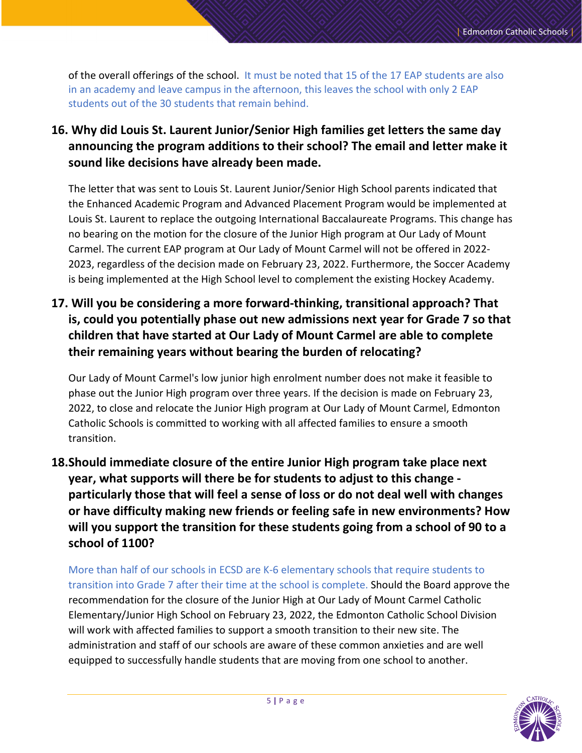of the overall offerings of the school. It must be noted that 15 of the 17 EAP students are also in an academy and leave campus in the afternoon, this leaves the school with only 2 EAP students out of the 30 students that remain behind.

### 16. Why did Louis St. Laurent Junior/Senior High families get letters the same day announcing the program additions to their school? The email and letter make it sound like decisions have already been made.

The letter that was sent to Louis St. Laurent Junior/Senior High School parents indicated that the Enhanced Academic Program and Advanced Placement Program would be implemented at Louis St. Laurent to replace the outgoing International Baccalaureate Programs. This change has no bearing on the motion for the closure of the Junior High program at Our Lady of Mount Carmel. The current EAP program at Our Lady of Mount Carmel will not be offered in 2022-2023, regardless of the decision made on February 23, 2022. Furthermore, the Soccer Academy is being implemented at the High School level to complement the existing Hockey Academy.

### 17. Will you be considering a more forward-thinking, transitional approach? That is, could you potentially phase out new admissions next year for Grade 7 so that children that have started at Our Lady of Mount Carmel are able to complete their remaining years without bearing the burden of relocating?

Our Lady of Mount Carmel's low junior high enrolment number does not make it feasible to phase out the Junior High program over three years. If the decision is made on February 23, 2022, to close and relocate the Junior High program at Our Lady of Mount Carmel, Edmonton Catholic Schools is committed to working with all affected families to ensure a smooth transition.

### 18. Should immediate closure of the entire Junior High program take place next year, what supports will there be for students to adjust to this change - particularly those that will feel a sense of loss or do not deal well with changes or have difficulty making new friends or feeling safe in new environments? How will you support the transition for these students going from a school of 90 to a school of 1100?

More than half of our schools in ECSD are K-6 elementary schools that require students to transition into Grade 7 after their time at the school is complete. Should the Board approve the recommendation for the closure of the Junior High at Our Lady of Mount Carmel Catholic Elementary/Junior High School on February 23, 2022, the Edmonton Catholic School Division will work with affected families to support a smooth transition to their new site. The administration and staff of our schools are aware of these common anxieties and are well equipped to successfully handle students that are moving from one school to another.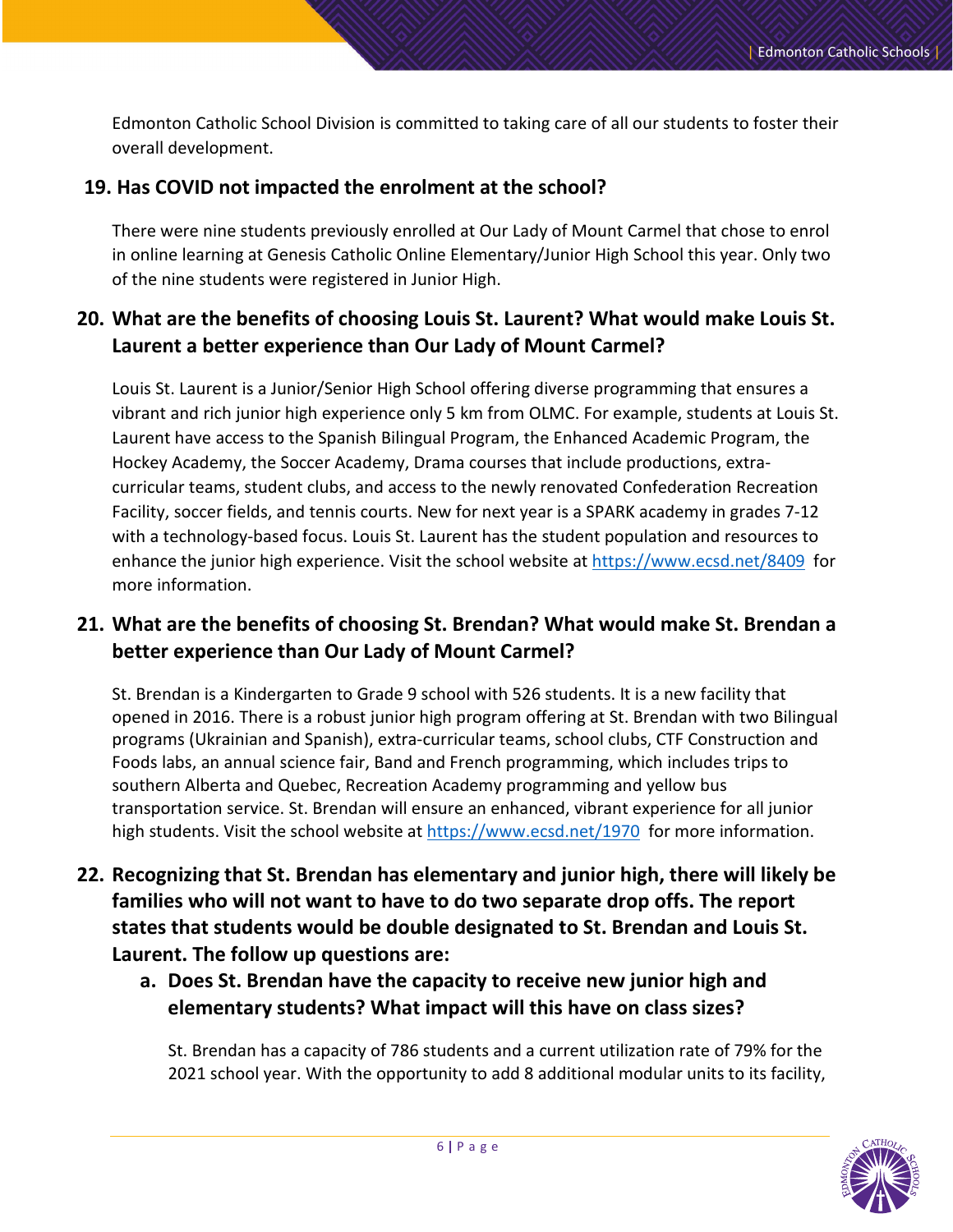Edmonton Catholic School Division is committed to taking care of all our students to foster their overall development.

## 19. Has COVID not impacted the enrolment at the school?

There were nine students previously enrolled at Our Lady of Mount Carmel that chose to enrol in online learning at Genesis Catholic Online Elementary/Junior High School this year. Only two of the nine students were registered in Junior High.

## 20. What are the benefits of choosing Louis St. Laurent? What would make Louis St. Laurent a better experience than Our Lady of Mount Carmel?

Louis St. Laurent is a Junior/Senior High School offering diverse programming that ensures a vibrant and rich junior high experience only 5 km from OLMC. For example, students at Louis St. Laurent have access to the Spanish Bilingual Program, the Enhanced Academic Program, the Hockey Academy, the Soccer Academy, Drama courses that include productions, extra-curricular teams, student clubs, and access to the newly renovated Confederation Recreation Facility, soccer fields, and tennis courts. New for next year is a SPARK academy in grades 7-12 with a technology-based focus. Louis St. Laurent has the student population and resources to enhance the junior high experience. Visit the school website at [https://www.ecsd.net/8409](https://www.ecsd.net/8409) for more information.

## 21. What are the benefits of choosing St. Brendan? What would make St. Brendan a better experience than Our Lady of Mount Carmel?

St. Brendan is a Kindergarten to Grade 9 school with 526 students. It is a new facility that opened in 2016. There is a robust junior high program offering at St. Brendan with two Bilingual programs (Ukrainian and Spanish), extra-curricular teams, school clubs, CTF Construction and Foods labs, an annual science fair, Band and French programming, which includes trips to southern Alberta and Quebec, Recreation Academy programming and yellow bus transportation service. St. Brendan will ensure an enhanced, vibrant experience for all junior high students. Visit the school website at [https://www.ecsd.net/1970](https://www.ecsd.net/1970) for more information.

## 22. Recognizing that St. Brendan has elementary and junior high, there will likely be families who will not want to have to do two separate drop offs. The report states that students would be double designated to St. Brendan and Louis St. Laurent. The follow up questions are:

### a. Does St. Brendan have the capacity to receive new junior high and elementary students? What impact will this have on class sizes?

St. Brendan has a capacity of 786 students and a current utilization rate of 79% for the 2021 school year. With the opportunity to add 8 additional modular units to its facility,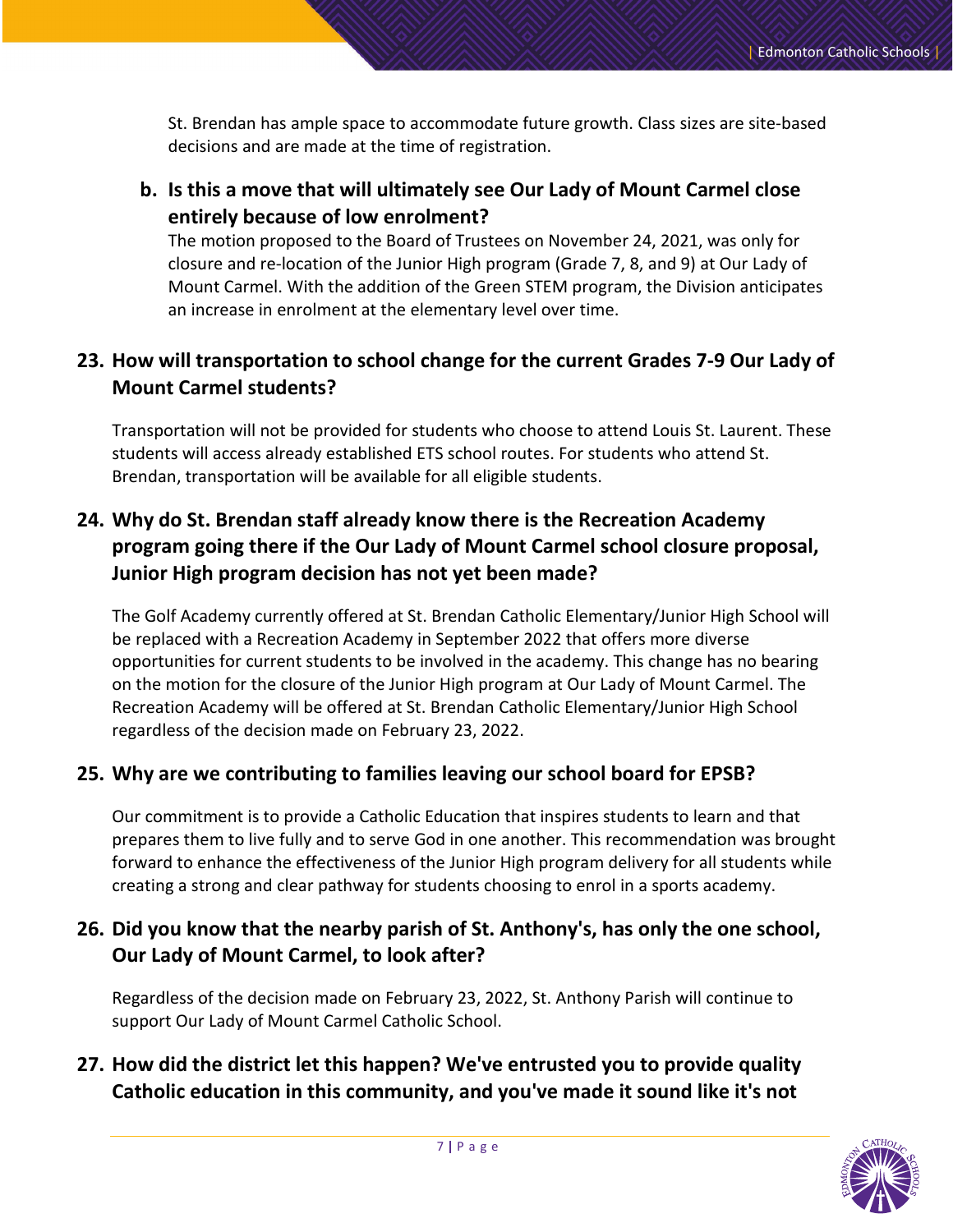St. Brendan has ample space to accommodate future growth. Class sizes are site-based decisions and are made at the time of registration.

### b. Is this a move that will ultimately see Our Lady of Mount Carmel close entirely because of low enrolment?

The motion proposed to the Board of Trustees on November 24, 2021, was only for closure and re-location of the Junior High program (Grade 7, 8, and 9) at Our Lady of Mount Carmel. With the addition of the Green STEM program, the Division anticipates an increase in enrolment at the elementary level over time.

## 23. How will transportation to school change for the current Grades 7-9 Our Lady of Mount Carmel students?

Transportation will not be provided for students who choose to attend Louis St. Laurent. These students will access already established ETS school routes. For students who attend St. Brendan, transportation will be available for all eligible students.

## 24. Why do St. Brendan staff already know there is the Recreation Academy program going there if the Our Lady of Mount Carmel school closure proposal, Junior High program decision has not yet been made?

The Golf Academy currently offered at St. Brendan Catholic Elementary/Junior High School will be replaced with a Recreation Academy in September 2022 that offers more diverse opportunities for current students to be involved in the academy. This change has no bearing on the motion for the closure of the Junior High program at Our Lady of Mount Carmel. The Recreation Academy will be offered at St. Brendan Catholic Elementary/Junior High School regardless of the decision made on February 23, 2022.

## 25. Why are we contributing to families leaving our school board for EPSB?

Our commitment is to provide a Catholic Education that inspires students to learn and that prepares them to live fully and to serve God in one another. This recommendation was brought forward to enhance the effectiveness of the Junior High program delivery for all students while creating a strong and clear pathway for students choosing to enrol in a sports academy.

## 26. Did you know that the nearby parish of St. Anthony's, has only the one school, Our Lady of Mount Carmel, to look after?

Regardless of the decision made on February 23, 2022, St. Anthony Parish will continue to support Our Lady of Mount Carmel Catholic School.

## 27. How did the district let this happen? We've entrusted you to provide quality Catholic education in this community, and you've made it sound like it's not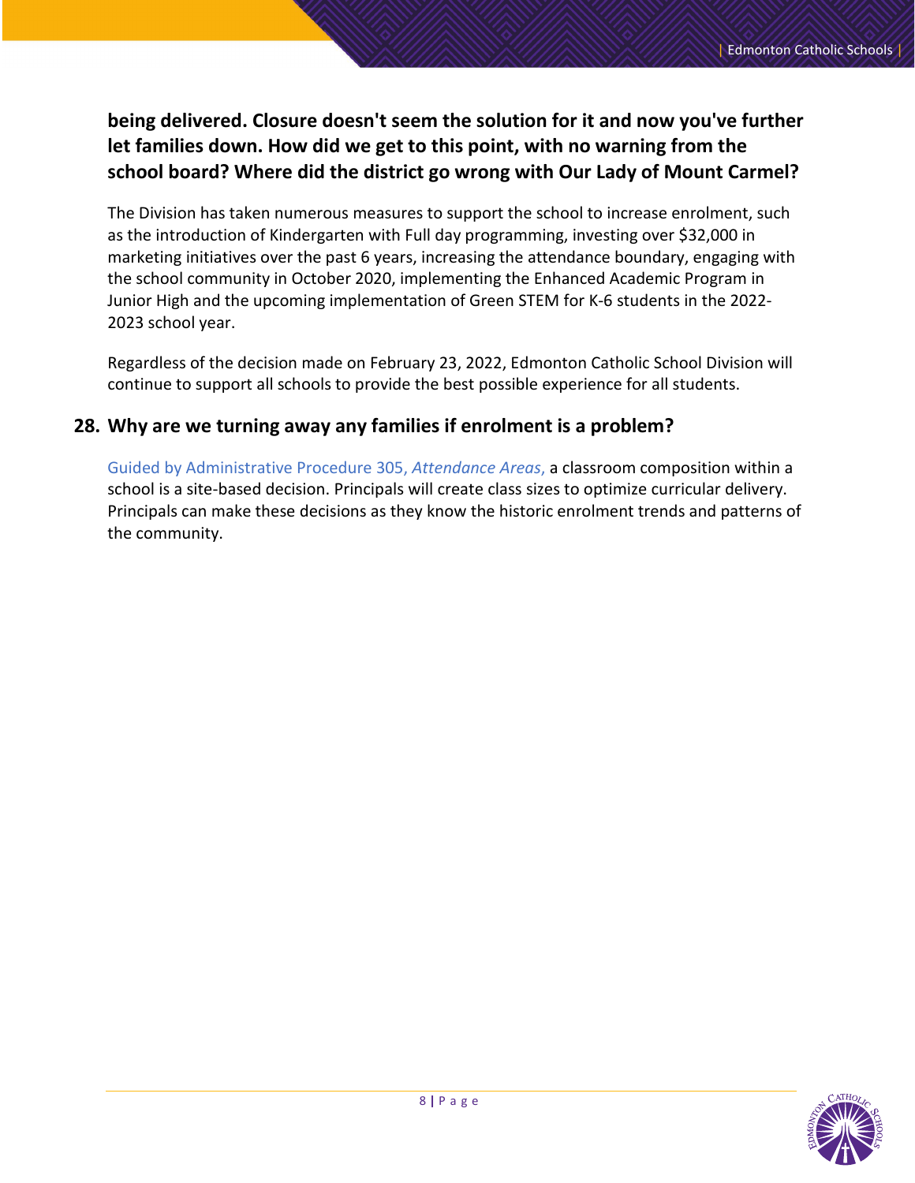**being delivered. Closure doesn't seem the solution for it and now you've further let families down. How did we get to this point, with no warning from the school board? Where did the district go wrong with Our Lady of Mount Carmel?**

The Division has taken numerous measures to support the school to increase enrolment, such as the introduction of Kindergarten with Full day programming, investing over $32,000 in marketing initiatives over the past 6 years, increasing the attendance boundary, engaging with the school community in October 2020, implementing the Enhanced Academic Program in Junior High and the upcoming implementation of Green STEM for K-6 students in the 2022-2023 school year.

Regardless of the decision made on February 23, 2022, Edmonton Catholic School Division will continue to support all schools to provide the best possible experience for all students.

## 28. Why are we turning away any families if enrolment is a problem?

Guided by Administrative Procedure 305, *Attendance Areas*, a classroom composition within a school is a site-based decision. Principals will create class sizes to optimize curricular delivery. Principals can make these decisions as they know the historic enrolment trends and patterns of the community.